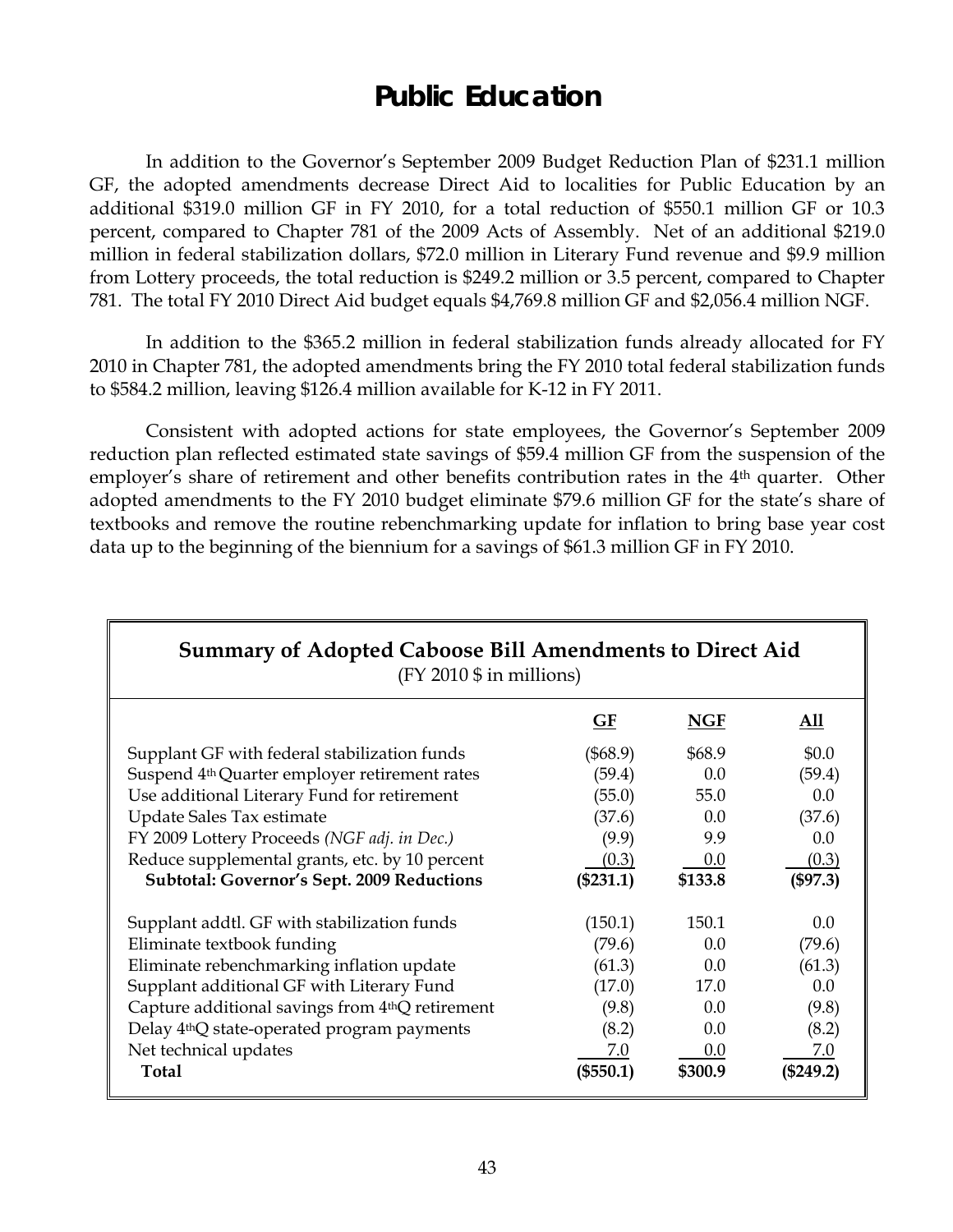# Public Education

In addition to the Governor's September 2009 Budget Reduction Plan of \$231.1 million GF, the adopted amendments decrease Direct Aid to localities for Public Education by an additional \$319.0 million GF in FY 2010, for a total reduction of \$550.1 million GF or 10.3 percent, compared to Chapter 781 of the 2009 Acts of Assembly. Net of an additional \$219.0 million in federal stabilization dollars, \$72.0 million in Literary Fund revenue and \$9.9 million from Lottery proceeds, the total reduction is \$249.2 million or 3.5 percent, compared to Chapter 781. The total FY 2010 Direct Aid budget equals \$4,769.8 million GF and \$2,056.4 million NGF.

In addition to the \$365.2 million in federal stabilization funds already allocated for FY 2010 in Chapter 781, the adopted amendments bring the FY 2010 total federal stabilization funds to \$584.2 million, leaving \$126.4 million available for K-12 in FY 2011.

Consistent with adopted actions for state employees, the Governor's September 2009 reduction plan reflected estimated state savings of \$59.4 million GF from the suspension of the employer's share of retirement and other benefits contribution rates in the 4th quarter. Other adopted amendments to the FY 2010 budget eliminate \$79.6 million GF for the state's share of textbooks and remove the routine rebenchmarking update for inflation to bring base year cost data up to the beginning of the biennium for a savings of \$61.3 million GF in FY 2010.

**Summary of Adopted Caboose Bill Amendments to Direct Aid**
(FY 2010 \$ in millions)

| | GF | NGF | All |
|---|---|---|---|
| Supplant GF with federal stabilization funds | (\$68.9) | \$68.9 | \$0.0 |
| Suspend 4th Quarter employer retirement rates | (59.4) | 0.0 | (59.4) |
| Use additional Literary Fund for retirement | (55.0) | 55.0 | 0.0 |
| Update Sales Tax estimate | (37.6) | 0.0 | (37.6) |
| FY 2009 Lottery Proceeds *(NGF adj. in Dec.)* | (9.9) | 9.9 | 0.0 |
| Reduce supplemental grants, etc. by 10 percent | (0.3) | 0.0 | (0.3) |
| **Subtotal: Governor's Sept. 2009 Reductions** | **(\$231.1)** | **\$133.8** | **(\$97.3)** |
| Supplant addtl. GF with stabilization funds | (150.1) | 150.1 | 0.0 |
| Eliminate textbook funding | (79.6) | 0.0 | (79.6) |
| Eliminate rebenchmarking inflation update | (61.3) | 0.0 | (61.3) |
| Supplant additional GF with Literary Fund | (17.0) | 17.0 | 0.0 |
| Capture additional savings from 4thQ retirement | (9.8) | 0.0 | (9.8) |
| Delay 4thQ state-operated program payments | (8.2) | 0.0 | (8.2) |
| Net technical updates | 7.0 | 0.0 | 7.0 |
| **Total** | **(\$550.1)** | **\$300.9** | **(\$249.2)** |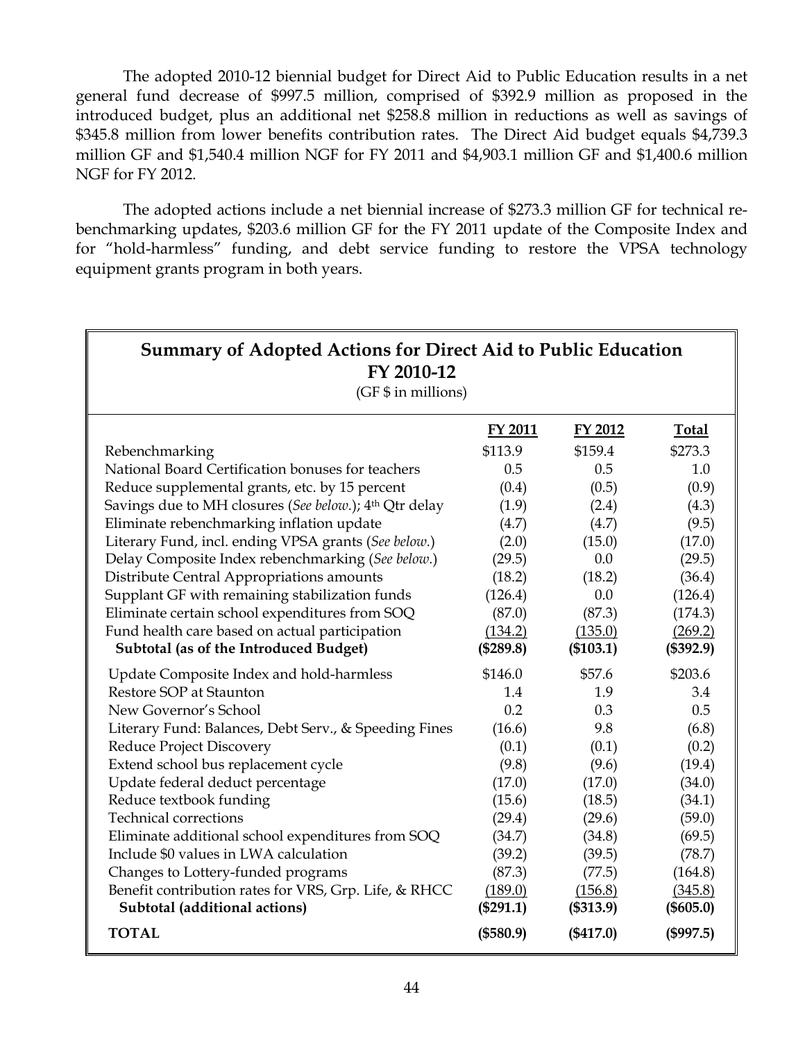The adopted 2010-12 biennial budget for Direct Aid to Public Education results in a net general fund decrease of $997.5 million, comprised of $392.9 million as proposed in the introduced budget, plus an additional net $258.8 million in reductions as well as savings of $345.8 million from lower benefits contribution rates. The Direct Aid budget equals $4,739.3 million GF and $1,540.4 million NGF for FY 2011 and $4,903.1 million GF and $1,400.6 million NGF for FY 2012.

The adopted actions include a net biennial increase of $273.3 million GF for technical re-benchmarking updates, $203.6 million GF for the FY 2011 update of the Composite Index and for "hold-harmless" funding, and debt service funding to restore the VPSA technology equipment grants program in both years.

**Summary of Adopted Actions for Direct Aid to Public Education FY 2010-12**
(GF $ in millions)

| | FY 2011 | FY 2012 | Total |
|---|---|---|---|
| Rebenchmarking | $113.9 | $159.4 | $273.3 |
| National Board Certification bonuses for teachers | 0.5 | 0.5 | 1.0 |
| Reduce supplemental grants, etc. by 15 percent | (0.4) | (0.5) | (0.9) |
| Savings due to MH closures (*See below.*); 4th Qtr delay | (1.9) | (2.4) | (4.3) |
| Eliminate rebenchmarking inflation update | (4.7) | (4.7) | (9.5) |
| Literary Fund, incl. ending VPSA grants (*See below.*) | (2.0) | (15.0) | (17.0) |
| Delay Composite Index rebenchmarking (*See below.*) | (29.5) | 0.0 | (29.5) |
| Distribute Central Appropriations amounts | (18.2) | (18.2) | (36.4) |
| Supplant GF with remaining stabilization funds | (126.4) | 0.0 | (126.4) |
| Eliminate certain school expenditures from SOQ | (87.0) | (87.3) | (174.3) |
| Fund health care based on actual participation | (134.2) | (135.0) | (269.2) |
| **Subtotal (as of the Introduced Budget)** | **($289.8)** | **($103.1)** | **($392.9)** |
| Update Composite Index and hold-harmless | $146.0 | $57.6 | $203.6 |
| Restore SOP at Staunton | 1.4 | 1.9 | 3.4 |
| New Governor's School | 0.2 | 0.3 | 0.5 |
| Literary Fund: Balances, Debt Serv., & Speeding Fines | (16.6) | 9.8 | (6.8) |
| Reduce Project Discovery | (0.1) | (0.1) | (0.2) |
| Extend school bus replacement cycle | (9.8) | (9.6) | (19.4) |
| Update federal deduct percentage | (17.0) | (17.0) | (34.0) |
| Reduce textbook funding | (15.6) | (18.5) | (34.1) |
| Technical corrections | (29.4) | (29.6) | (59.0) |
| Eliminate additional school expenditures from SOQ | (34.7) | (34.8) | (69.5) |
| Include $0 values in LWA calculation | (39.2) | (39.5) | (78.7) |
| Changes to Lottery-funded programs | (87.3) | (77.5) | (164.8) |
| Benefit contribution rates for VRS, Grp. Life, & RHCC | (189.0) | (156.8) | (345.8) |
| **Subtotal (additional actions)** | **($291.1)** | **($313.9)** | **($605.0)** |
| **TOTAL** | **($580.9)** | **($417.0)** | **($997.5)** |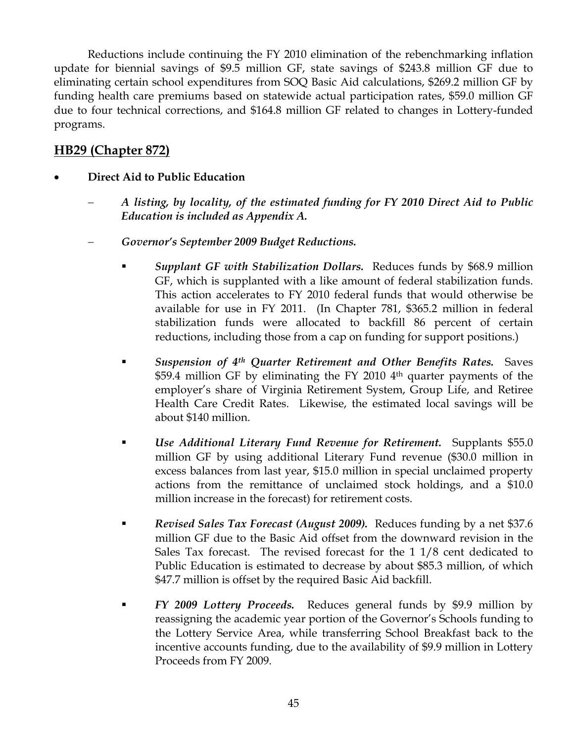Reductions include continuing the FY 2010 elimination of the rebenchmarking inflation update for biennial savings of $9.5 million GF, state savings of $243.8 million GF due to eliminating certain school expenditures from SOQ Basic Aid calculations, $269.2 million GF by funding health care premiums based on statewide actual participation rates, $59.0 million GF due to four technical corrections, and $164.8 million GF related to changes in Lottery-funded programs.

## HB29 (Chapter 872)

- **Direct Aid to Public Education**
  - ***A listing, by locality, of the estimated funding for FY 2010 Direct Aid to Public Education is included as Appendix A.***
  - ***Governor's September 2009 Budget Reductions.***
    - ***Supplant GF with Stabilization Dollars.*** Reduces funds by $68.9 million GF, which is supplanted with a like amount of federal stabilization funds. This action accelerates to FY 2010 federal funds that would otherwise be available for use in FY 2011. (In Chapter 781, $365.2 million in federal stabilization funds were allocated to backfill 86 percent of certain reductions, including those from a cap on funding for support positions.)
    - ***Suspension of 4th Quarter Retirement and Other Benefits Rates.*** Saves $59.4 million GF by eliminating the FY 2010 4th quarter payments of the employer's share of Virginia Retirement System, Group Life, and Retiree Health Care Credit Rates. Likewise, the estimated local savings will be about $140 million.
    - ***Use Additional Literary Fund Revenue for Retirement.*** Supplants $55.0 million GF by using additional Literary Fund revenue ($30.0 million in excess balances from last year, $15.0 million in special unclaimed property actions from the remittance of unclaimed stock holdings, and a $10.0 million increase in the forecast) for retirement costs.
    - ***Revised Sales Tax Forecast (August 2009).*** Reduces funding by a net $37.6 million GF due to the Basic Aid offset from the downward revision in the Sales Tax forecast. The revised forecast for the 1 1/8 cent dedicated to Public Education is estimated to decrease by about $85.3 million, of which $47.7 million is offset by the required Basic Aid backfill.
    - ***FY 2009 Lottery Proceeds.*** Reduces general funds by $9.9 million by reassigning the academic year portion of the Governor's Schools funding to the Lottery Service Area, while transferring School Breakfast back to the incentive accounts funding, due to the availability of $9.9 million in Lottery Proceeds from FY 2009.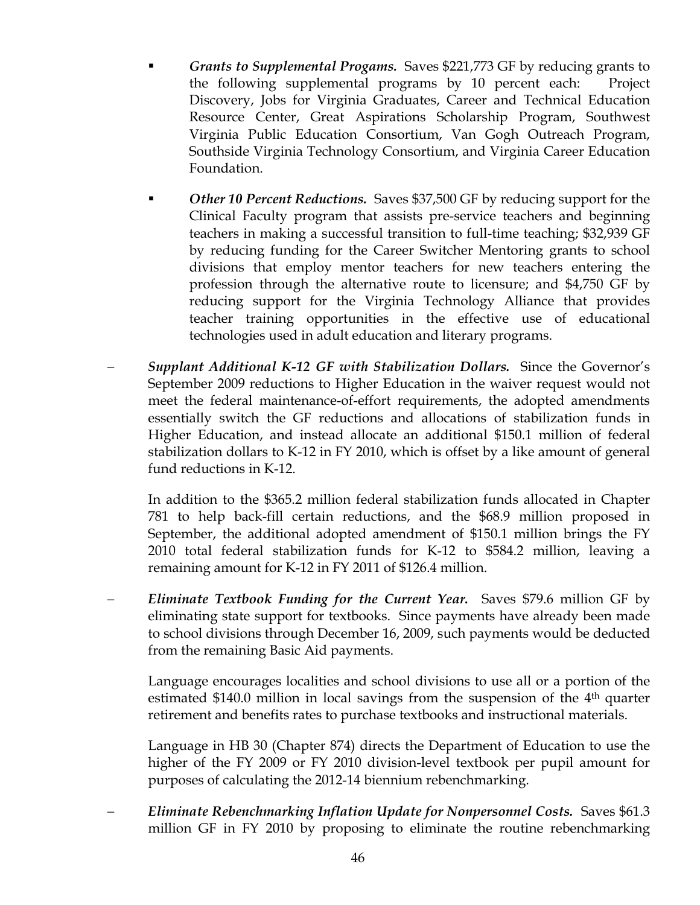- ***Grants to Supplemental Progams.*** Saves $221,773 GF by reducing grants to the following supplemental programs by 10 percent each: Project Discovery, Jobs for Virginia Graduates, Career and Technical Education Resource Center, Great Aspirations Scholarship Program, Southwest Virginia Public Education Consortium, Van Gogh Outreach Program, Southside Virginia Technology Consortium, and Virginia Career Education Foundation.

- ***Other 10 Percent Reductions.*** Saves $37,500 GF by reducing support for the Clinical Faculty program that assists pre-service teachers and beginning teachers in making a successful transition to full-time teaching; $32,939 GF by reducing funding for the Career Switcher Mentoring grants to school divisions that employ mentor teachers for new teachers entering the profession through the alternative route to licensure; and $4,750 GF by reducing support for the Virginia Technology Alliance that provides teacher training opportunities in the effective use of educational technologies used in adult education and literary programs.

– ***Supplant Additional K-12 GF with Stabilization Dollars.*** Since the Governor's September 2009 reductions to Higher Education in the waiver request would not meet the federal maintenance-of-effort requirements, the adopted amendments essentially switch the GF reductions and allocations of stabilization funds in Higher Education, and instead allocate an additional $150.1 million of federal stabilization dollars to K-12 in FY 2010, which is offset by a like amount of general fund reductions in K-12.

  In addition to the $365.2 million federal stabilization funds allocated in Chapter 781 to help back-fill certain reductions, and the $68.9 million proposed in September, the additional adopted amendment of $150.1 million brings the FY 2010 total federal stabilization funds for K-12 to $584.2 million, leaving a remaining amount for K-12 in FY 2011 of $126.4 million.

– ***Eliminate Textbook Funding for the Current Year.*** Saves $79.6 million GF by eliminating state support for textbooks. Since payments have already been made to school divisions through December 16, 2009, such payments would be deducted from the remaining Basic Aid payments.

  Language encourages localities and school divisions to use all or a portion of the estimated $140.0 million in local savings from the suspension of the 4th quarter retirement and benefits rates to purchase textbooks and instructional materials.

  Language in HB 30 (Chapter 874) directs the Department of Education to use the higher of the FY 2009 or FY 2010 division-level textbook per pupil amount for purposes of calculating the 2012-14 biennium rebenchmarking.

– ***Eliminate Rebenchmarking Inflation Update for Nonpersonnel Costs.*** Saves $61.3 million GF in FY 2010 by proposing to eliminate the routine rebenchmarking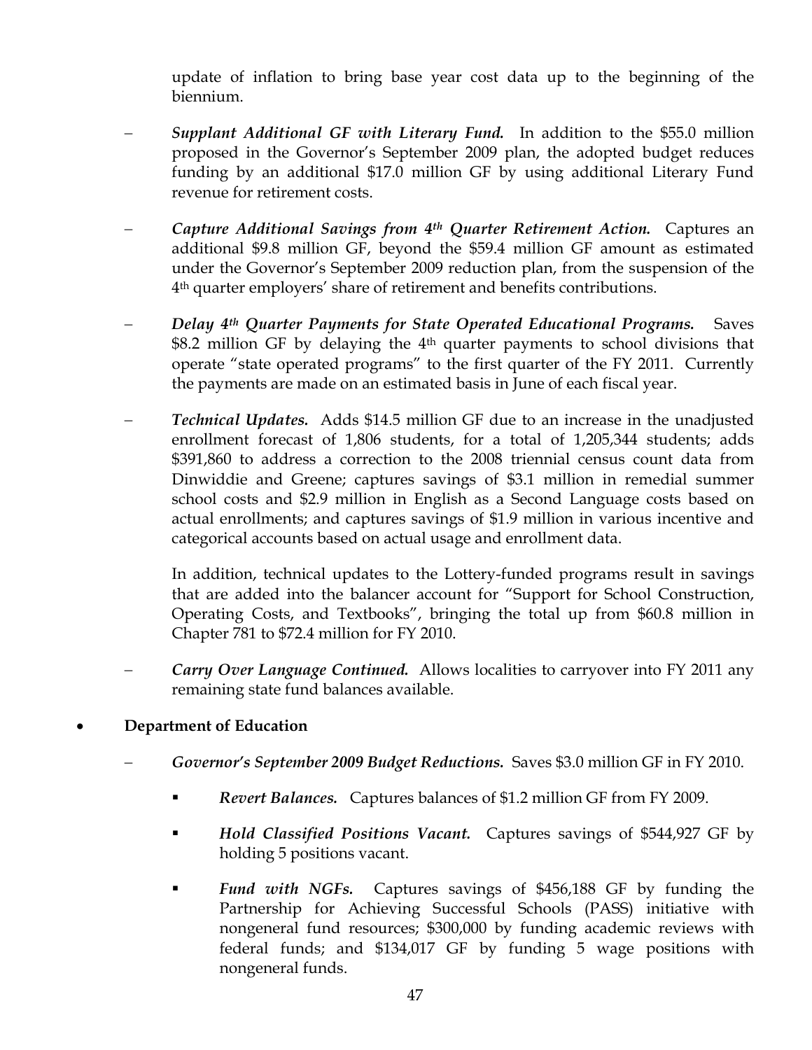update of inflation to bring base year cost data up to the beginning of the biennium.

- ***Supplant Additional GF with Literary Fund.*** In addition to the $55.0 million proposed in the Governor's September 2009 plan, the adopted budget reduces funding by an additional $17.0 million GF by using additional Literary Fund revenue for retirement costs.

- ***Capture Additional Savings from 4th Quarter Retirement Action.*** Captures an additional $9.8 million GF, beyond the $59.4 million GF amount as estimated under the Governor's September 2009 reduction plan, from the suspension of the 4th quarter employers' share of retirement and benefits contributions.

- ***Delay 4th Quarter Payments for State Operated Educational Programs.*** Saves $8.2 million GF by delaying the 4th quarter payments to school divisions that operate "state operated programs" to the first quarter of the FY 2011. Currently the payments are made on an estimated basis in June of each fiscal year.

- ***Technical Updates.*** Adds $14.5 million GF due to an increase in the unadjusted enrollment forecast of 1,806 students, for a total of 1,205,344 students; adds $391,860 to address a correction to the 2008 triennial census count data from Dinwiddie and Greene; captures savings of $3.1 million in remedial summer school costs and $2.9 million in English as a Second Language costs based on actual enrollments; and captures savings of $1.9 million in various incentive and categorical accounts based on actual usage and enrollment data.

  In addition, technical updates to the Lottery-funded programs result in savings that are added into the balancer account for "Support for School Construction, Operating Costs, and Textbooks", bringing the total up from $60.8 million in Chapter 781 to $72.4 million for FY 2010.

- ***Carry Over Language Continued.*** Allows localities to carryover into FY 2011 any remaining state fund balances available.

- **Department of Education**

  - ***Governor's September 2009 Budget Reductions.*** Saves $3.0 million GF in FY 2010.

    - ***Revert Balances.*** Captures balances of $1.2 million GF from FY 2009.

    - ***Hold Classified Positions Vacant.*** Captures savings of $544,927 GF by holding 5 positions vacant.

    - ***Fund with NGFs.*** Captures savings of $456,188 GF by funding the Partnership for Achieving Successful Schools (PASS) initiative with nongeneral fund resources; $300,000 by funding academic reviews with federal funds; and $134,017 GF by funding 5 wage positions with nongeneral funds.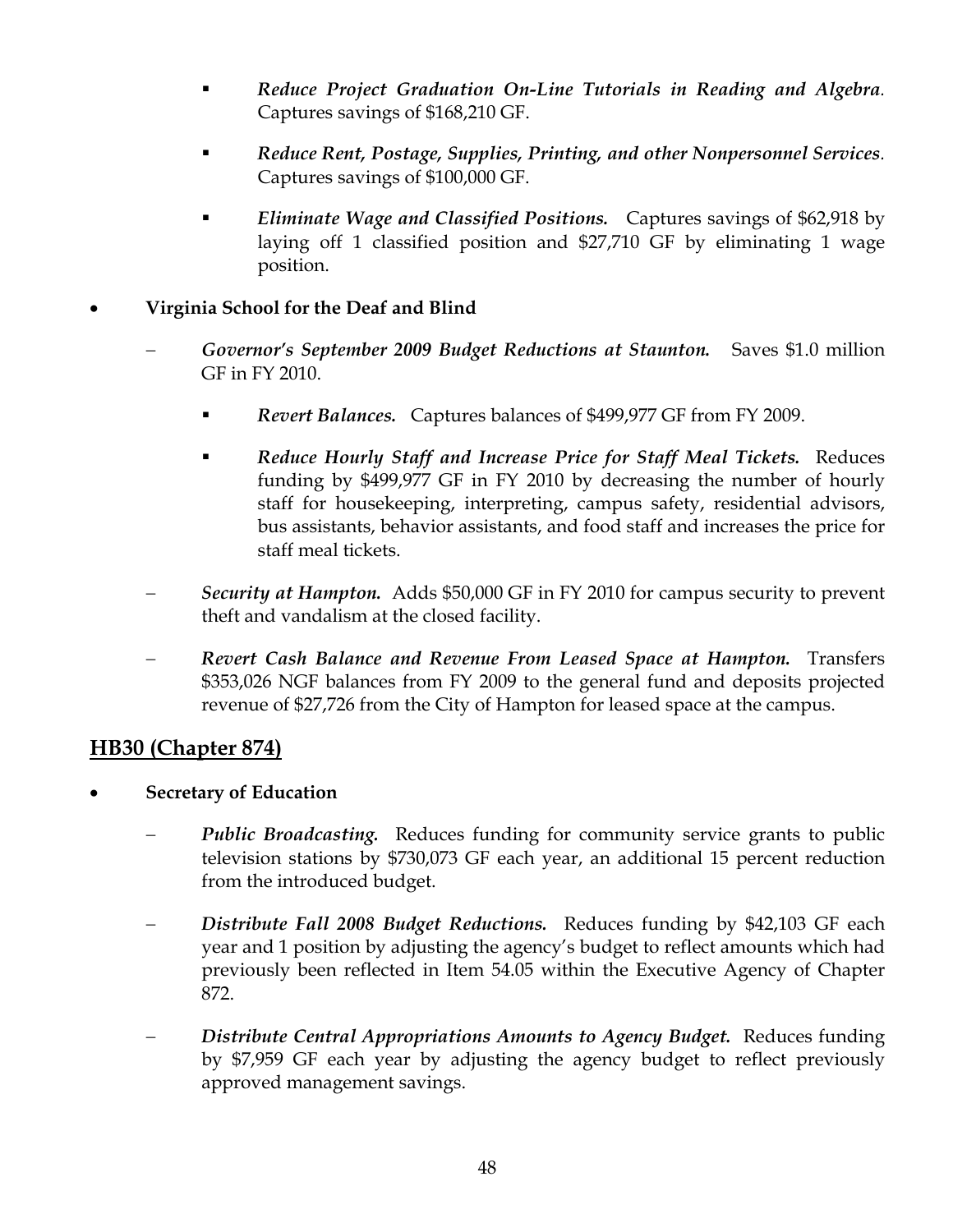- *Reduce Project Graduation On-Line Tutorials in Reading and Algebra.* Captures savings of $168,210 GF.

  - *Reduce Rent, Postage, Supplies, Printing, and other Nonpersonnel Services.* Captures savings of $100,000 GF.

  - ***Eliminate Wage and Classified Positions.*** Captures savings of $62,918 by laying off 1 classified position and $27,710 GF by eliminating 1 wage position.

- **Virginia School for the Deaf and Blind**

  – ***Governor's September 2009 Budget Reductions at Staunton.*** Saves $1.0 million GF in FY 2010.

    - ***Revert Balances.*** Captures balances of $499,977 GF from FY 2009.

    - ***Reduce Hourly Staff and Increase Price for Staff Meal Tickets.*** Reduces funding by $499,977 GF in FY 2010 by decreasing the number of hourly staff for housekeeping, interpreting, campus safety, residential advisors, bus assistants, behavior assistants, and food staff and increases the price for staff meal tickets.

  – ***Security at Hampton.*** Adds $50,000 GF in FY 2010 for campus security to prevent theft and vandalism at the closed facility.

  – ***Revert Cash Balance and Revenue From Leased Space at Hampton.*** Transfers $353,026 NGF balances from FY 2009 to the general fund and deposits projected revenue of $27,726 from the City of Hampton for leased space at the campus.

## HB30 (Chapter 874)

- **Secretary of Education**

  – ***Public Broadcasting.*** Reduces funding for community service grants to public television stations by $730,073 GF each year, an additional 15 percent reduction from the introduced budget.

  – ***Distribute Fall 2008 Budget Reductions.*** Reduces funding by $42,103 GF each year and 1 position by adjusting the agency's budget to reflect amounts which had previously been reflected in Item 54.05 within the Executive Agency of Chapter 872.

  – ***Distribute Central Appropriations Amounts to Agency Budget.*** Reduces funding by $7,959 GF each year by adjusting the agency budget to reflect previously approved management savings.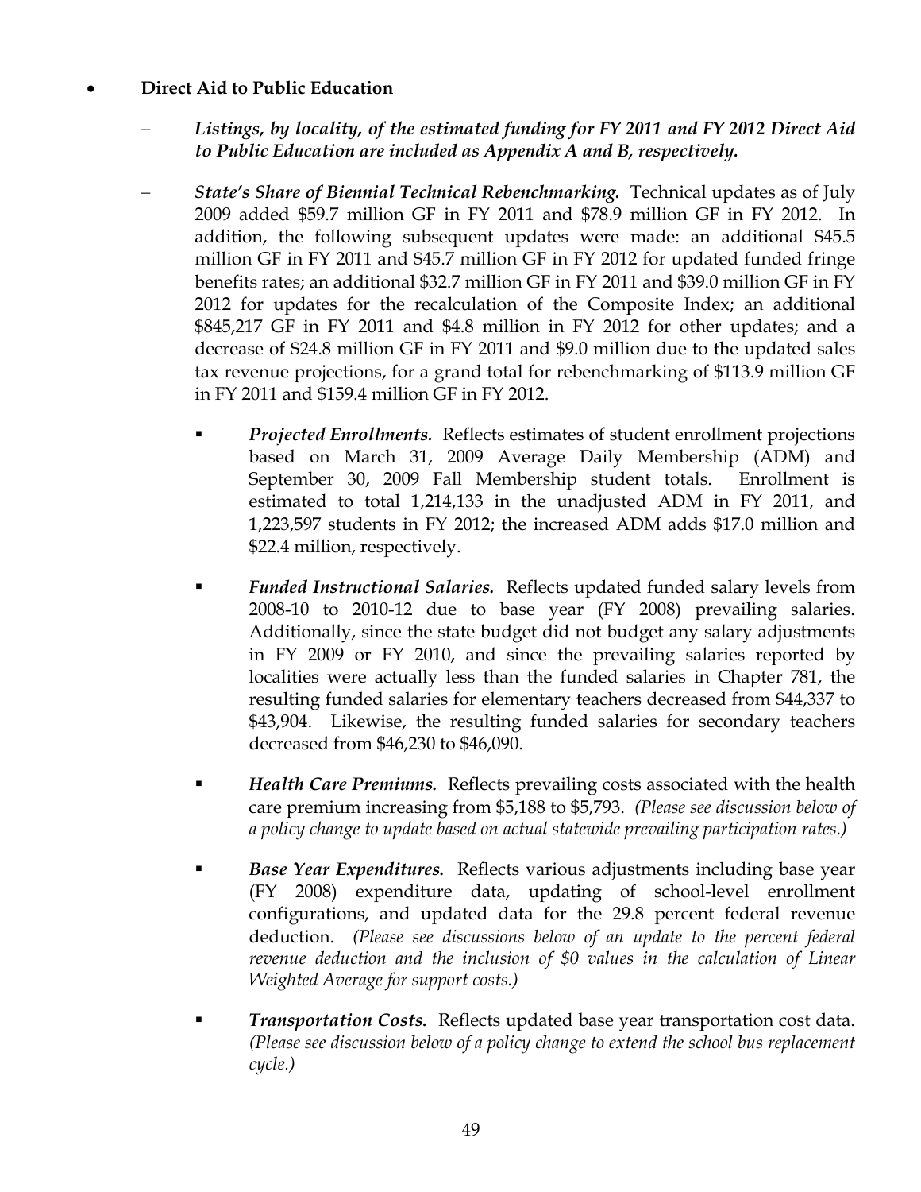- **Direct Aid to Public Education**

  – ***Listings, by locality, of the estimated funding for FY 2011 and FY 2012 Direct Aid to Public Education are included as Appendix A and B, respectively.***

  – ***State's Share of Biennial Technical Rebenchmarking.*** Technical updates as of July 2009 added $59.7 million GF in FY 2011 and $78.9 million GF in FY 2012. In addition, the following subsequent updates were made: an additional $45.5 million GF in FY 2011 and $45.7 million GF in FY 2012 for updated funded fringe benefits rates; an additional $32.7 million GF in FY 2011 and $39.0 million GF in FY 2012 for updates for the recalculation of the Composite Index; an additional $845,217 GF in FY 2011 and $4.8 million in FY 2012 for other updates; and a decrease of $24.8 million GF in FY 2011 and $9.0 million due to the updated sales tax revenue projections, for a grand total for rebenchmarking of $113.9 million GF in FY 2011 and $159.4 million GF in FY 2012.

    - ***Projected Enrollments.*** Reflects estimates of student enrollment projections based on March 31, 2009 Average Daily Membership (ADM) and September 30, 2009 Fall Membership student totals. Enrollment is estimated to total 1,214,133 in the unadjusted ADM in FY 2011, and 1,223,597 students in FY 2012; the increased ADM adds $17.0 million and $22.4 million, respectively.

    - ***Funded Instructional Salaries.*** Reflects updated funded salary levels from 2008-10 to 2010-12 due to base year (FY 2008) prevailing salaries. Additionally, since the state budget did not budget any salary adjustments in FY 2009 or FY 2010, and since the prevailing salaries reported by localities were actually less than the funded salaries in Chapter 781, the resulting funded salaries for elementary teachers decreased from $44,337 to $43,904. Likewise, the resulting funded salaries for secondary teachers decreased from $46,230 to $46,090.

    - ***Health Care Premiums.*** Reflects prevailing costs associated with the health care premium increasing from $5,188 to $5,793. *(Please see discussion below of a policy change to update based on actual statewide prevailing participation rates.)*

    - ***Base Year Expenditures.*** Reflects various adjustments including base year (FY 2008) expenditure data, updating of school-level enrollment configurations, and updated data for the 29.8 percent federal revenue deduction. *(Please see discussions below of an update to the percent federal revenue deduction and the inclusion of $0 values in the calculation of Linear Weighted Average for support costs.)*

    - ***Transportation Costs.*** Reflects updated base year transportation cost data. *(Please see discussion below of a policy change to extend the school bus replacement cycle.)*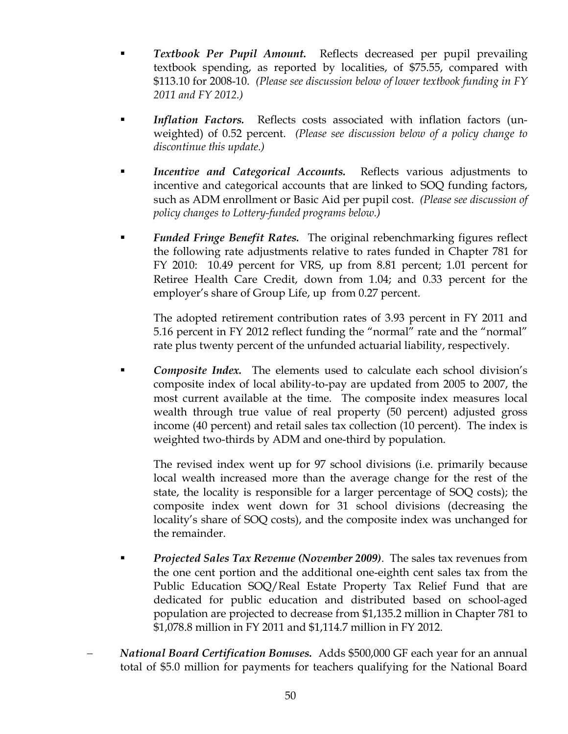- ***Textbook Per Pupil Amount.*** Reflects decreased per pupil prevailing textbook spending, as reported by localities, of $75.55, compared with $113.10 for 2008-10. *(Please see discussion below of lower textbook funding in FY 2011 and FY 2012.)*

- ***Inflation Factors.*** Reflects costs associated with inflation factors (un-weighted) of 0.52 percent. *(Please see discussion below of a policy change to discontinue this update.)*

- ***Incentive and Categorical Accounts.*** Reflects various adjustments to incentive and categorical accounts that are linked to SOQ funding factors, such as ADM enrollment or Basic Aid per pupil cost. *(Please see discussion of policy changes to Lottery-funded programs below.)*

- ***Funded Fringe Benefit Rates.*** The original rebenchmarking figures reflect the following rate adjustments relative to rates funded in Chapter 781 for FY 2010: 10.49 percent for VRS, up from 8.81 percent; 1.01 percent for Retiree Health Care Credit, down from 1.04; and 0.33 percent for the employer's share of Group Life, up from 0.27 percent.

  The adopted retirement contribution rates of 3.93 percent in FY 2011 and 5.16 percent in FY 2012 reflect funding the "normal" rate and the "normal" rate plus twenty percent of the unfunded actuarial liability, respectively.

- ***Composite Index.*** The elements used to calculate each school division's composite index of local ability-to-pay are updated from 2005 to 2007, the most current available at the time. The composite index measures local wealth through true value of real property (50 percent) adjusted gross income (40 percent) and retail sales tax collection (10 percent). The index is weighted two-thirds by ADM and one-third by population.

  The revised index went up for 97 school divisions (i.e. primarily because local wealth increased more than the average change for the rest of the state, the locality is responsible for a larger percentage of SOQ costs); the composite index went down for 31 school divisions (decreasing the locality's share of SOQ costs), and the composite index was unchanged for the remainder.

- ***Projected Sales Tax Revenue (November 2009)***. The sales tax revenues from the one cent portion and the additional one-eighth cent sales tax from the Public Education SOQ/Real Estate Property Tax Relief Fund that are dedicated for public education and distributed based on school-aged population are projected to decrease from $1,135.2 million in Chapter 781 to $1,078.8 million in FY 2011 and $1,114.7 million in FY 2012.

– ***National Board Certification Bonuses.*** Adds $500,000 GF each year for an annual total of $5.0 million for payments for teachers qualifying for the National Board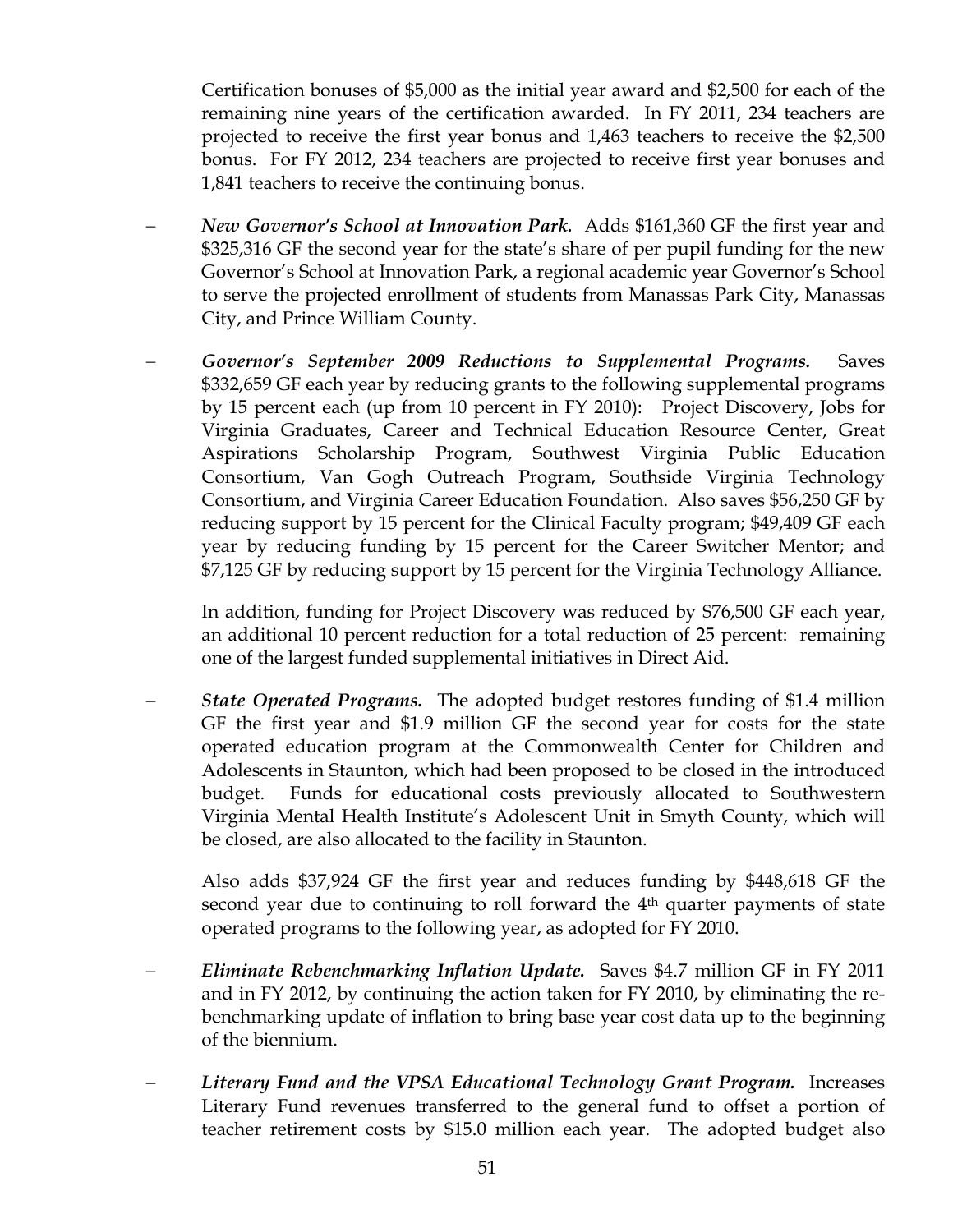Certification bonuses of $5,000 as the initial year award and $2,500 for each of the remaining nine years of the certification awarded. In FY 2011, 234 teachers are projected to receive the first year bonus and 1,463 teachers to receive the $2,500 bonus. For FY 2012, 234 teachers are projected to receive first year bonuses and 1,841 teachers to receive the continuing bonus.

– ***New Governor's School at Innovation Park.*** Adds $161,360 GF the first year and $325,316 GF the second year for the state's share of per pupil funding for the new Governor's School at Innovation Park, a regional academic year Governor's School to serve the projected enrollment of students from Manassas Park City, Manassas City, and Prince William County.

– ***Governor's September 2009 Reductions to Supplemental Programs.*** Saves $332,659 GF each year by reducing grants to the following supplemental programs by 15 percent each (up from 10 percent in FY 2010): Project Discovery, Jobs for Virginia Graduates, Career and Technical Education Resource Center, Great Aspirations Scholarship Program, Southwest Virginia Public Education Consortium, Van Gogh Outreach Program, Southside Virginia Technology Consortium, and Virginia Career Education Foundation. Also saves $56,250 GF by reducing support by 15 percent for the Clinical Faculty program; $49,409 GF each year by reducing funding by 15 percent for the Career Switcher Mentor; and $7,125 GF by reducing support by 15 percent for the Virginia Technology Alliance.

  In addition, funding for Project Discovery was reduced by $76,500 GF each year, an additional 10 percent reduction for a total reduction of 25 percent: remaining one of the largest funded supplemental initiatives in Direct Aid.

– ***State Operated Programs.*** The adopted budget restores funding of $1.4 million GF the first year and $1.9 million GF the second year for costs for the state operated education program at the Commonwealth Center for Children and Adolescents in Staunton, which had been proposed to be closed in the introduced budget. Funds for educational costs previously allocated to Southwestern Virginia Mental Health Institute's Adolescent Unit in Smyth County, which will be closed, are also allocated to the facility in Staunton.

  Also adds $37,924 GF the first year and reduces funding by $448,618 GF the second year due to continuing to roll forward the 4th quarter payments of state operated programs to the following year, as adopted for FY 2010.

– ***Eliminate Rebenchmarking Inflation Update.*** Saves $4.7 million GF in FY 2011 and in FY 2012, by continuing the action taken for FY 2010, by eliminating the re-benchmarking update of inflation to bring base year cost data up to the beginning of the biennium.

– ***Literary Fund and the VPSA Educational Technology Grant Program.*** Increases Literary Fund revenues transferred to the general fund to offset a portion of teacher retirement costs by $15.0 million each year. The adopted budget also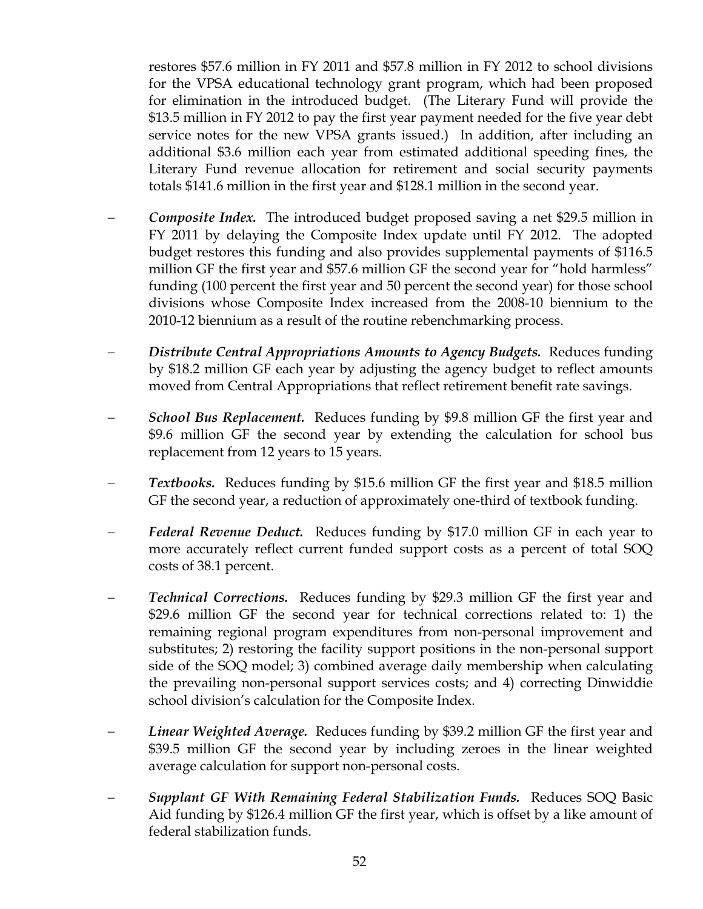restores $57.6 million in FY 2011 and $57.8 million in FY 2012 to school divisions for the VPSA educational technology grant program, which had been proposed for elimination in the introduced budget. (The Literary Fund will provide the $13.5 million in FY 2012 to pay the first year payment needed for the five year debt service notes for the new VPSA grants issued.) In addition, after including an additional $3.6 million each year from estimated additional speeding fines, the Literary Fund revenue allocation for retirement and social security payments totals $141.6 million in the first year and $128.1 million in the second year.

- ***Composite Index.*** The introduced budget proposed saving a net $29.5 million in FY 2011 by delaying the Composite Index update until FY 2012. The adopted budget restores this funding and also provides supplemental payments of $116.5 million GF the first year and $57.6 million GF the second year for "hold harmless" funding (100 percent the first year and 50 percent the second year) for those school divisions whose Composite Index increased from the 2008-10 biennium to the 2010-12 biennium as a result of the routine rebenchmarking process.

- ***Distribute Central Appropriations Amounts to Agency Budgets.*** Reduces funding by $18.2 million GF each year by adjusting the agency budget to reflect amounts moved from Central Appropriations that reflect retirement benefit rate savings.

- ***School Bus Replacement.*** Reduces funding by $9.8 million GF the first year and $9.6 million GF the second year by extending the calculation for school bus replacement from 12 years to 15 years.

- ***Textbooks.*** Reduces funding by $15.6 million GF the first year and $18.5 million GF the second year, a reduction of approximately one-third of textbook funding.

- ***Federal Revenue Deduct.*** Reduces funding by $17.0 million GF in each year to more accurately reflect current funded support costs as a percent of total SOQ costs of 38.1 percent.

- ***Technical Corrections.*** Reduces funding by $29.3 million GF the first year and $29.6 million GF the second year for technical corrections related to: 1) the remaining regional program expenditures from non-personal improvement and substitutes; 2) restoring the facility support positions in the non-personal support side of the SOQ model; 3) combined average daily membership when calculating the prevailing non-personal support services costs; and 4) correcting Dinwiddie school division's calculation for the Composite Index.

- ***Linear Weighted Average.*** Reduces funding by $39.2 million GF the first year and $39.5 million GF the second year by including zeroes in the linear weighted average calculation for support non-personal costs.

- ***Supplant GF With Remaining Federal Stabilization Funds.*** Reduces SOQ Basic Aid funding by $126.4 million GF the first year, which is offset by a like amount of federal stabilization funds.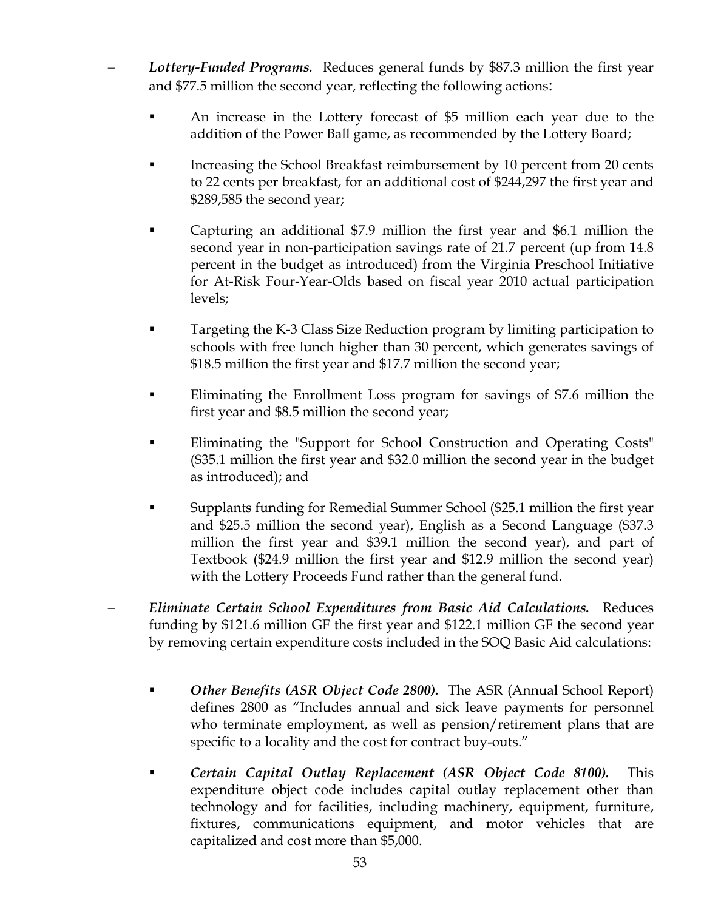- ***Lottery-Funded Programs.*** Reduces general funds by $87.3 million the first year and $77.5 million the second year, reflecting the following actions:

  - An increase in the Lottery forecast of $5 million each year due to the addition of the Power Ball game, as recommended by the Lottery Board;

  - Increasing the School Breakfast reimbursement by 10 percent from 20 cents to 22 cents per breakfast, for an additional cost of $244,297 the first year and $289,585 the second year;

  - Capturing an additional $7.9 million the first year and $6.1 million the second year in non-participation savings rate of 21.7 percent (up from 14.8 percent in the budget as introduced) from the Virginia Preschool Initiative for At-Risk Four-Year-Olds based on fiscal year 2010 actual participation levels;

  - Targeting the K-3 Class Size Reduction program by limiting participation to schools with free lunch higher than 30 percent, which generates savings of $18.5 million the first year and $17.7 million the second year;

  - Eliminating the Enrollment Loss program for savings of $7.6 million the first year and $8.5 million the second year;

  - Eliminating the "Support for School Construction and Operating Costs" ($35.1 million the first year and $32.0 million the second year in the budget as introduced); and

  - Supplants funding for Remedial Summer School ($25.1 million the first year and $25.5 million the second year), English as a Second Language ($37.3 million the first year and $39.1 million the second year), and part of Textbook ($24.9 million the first year and $12.9 million the second year) with the Lottery Proceeds Fund rather than the general fund.

- ***Eliminate Certain School Expenditures from Basic Aid Calculations.*** Reduces funding by $121.6 million GF the first year and $122.1 million GF the second year by removing certain expenditure costs included in the SOQ Basic Aid calculations:

  - ***Other Benefits (ASR Object Code 2800).*** The ASR (Annual School Report) defines 2800 as "Includes annual and sick leave payments for personnel who terminate employment, as well as pension/retirement plans that are specific to a locality and the cost for contract buy-outs."

  - ***Certain Capital Outlay Replacement (ASR Object Code 8100).*** This expenditure object code includes capital outlay replacement other than technology and for facilities, including machinery, equipment, furniture, fixtures, communications equipment, and motor vehicles that are capitalized and cost more than $5,000.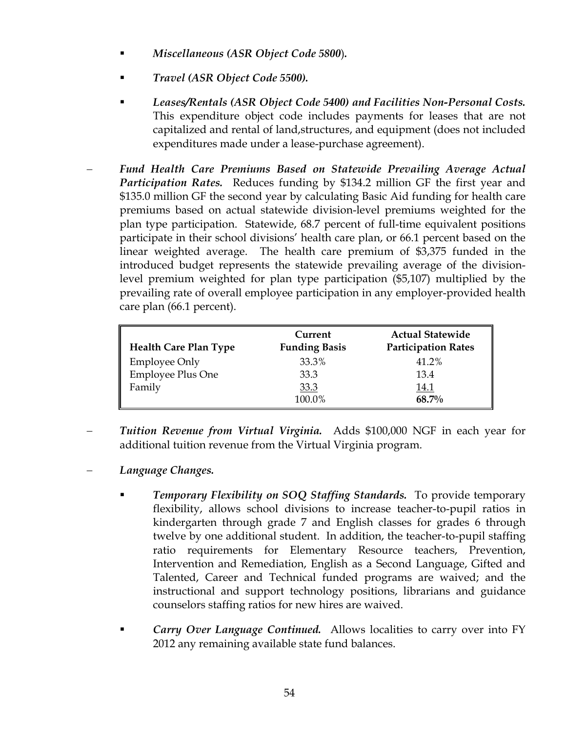- ***Miscellaneous (ASR Object Code 5800*).**

- ***Travel (ASR Object Code 5500).***

- ***Leases/Rentals (ASR Object Code 5400) and Facilities Non-Personal Costs.*** This expenditure object code includes payments for leases that are not capitalized and rental of land,structures, and equipment (does not included expenditures made under a lease-purchase agreement).

– ***Fund Health Care Premiums Based on Statewide Prevailing Average Actual Participation Rates.*** Reduces funding by $134.2 million GF the first year and $135.0 million GF the second year by calculating Basic Aid funding for health care premiums based on actual statewide division-level premiums weighted for the plan type participation. Statewide, 68.7 percent of full-time equivalent positions participate in their school divisions' health care plan, or 66.1 percent based on the linear weighted average. The health care premium of $3,375 funded in the introduced budget represents the statewide prevailing average of the division-level premium weighted for plan type participation ($5,107) multiplied by the prevailing rate of overall employee participation in any employer-provided health care plan (66.1 percent).

| Health Care Plan Type | Current Funding Basis | Actual Statewide Participation Rates |
|---|---|---|
| Employee Only | 33.3% | 41.2% |
| Employee Plus One | 33.3 | 13.4 |
| Family | 33.3 | 14.1 |
| | 100.0% | **68.7%** |

– ***Tuition Revenue from Virtual Virginia.*** Adds $100,000 NGF in each year for additional tuition revenue from the Virtual Virginia program.

– ***Language Changes.***

- ***Temporary Flexibility on SOQ Staffing Standards.*** To provide temporary flexibility, allows school divisions to increase teacher-to-pupil ratios in kindergarten through grade 7 and English classes for grades 6 through twelve by one additional student. In addition, the teacher-to-pupil staffing ratio requirements for Elementary Resource teachers, Prevention, Intervention and Remediation, English as a Second Language, Gifted and Talented, Career and Technical funded programs are waived; and the instructional and support technology positions, librarians and guidance counselors staffing ratios for new hires are waived.

- ***Carry Over Language Continued.*** Allows localities to carry over into FY 2012 any remaining available state fund balances.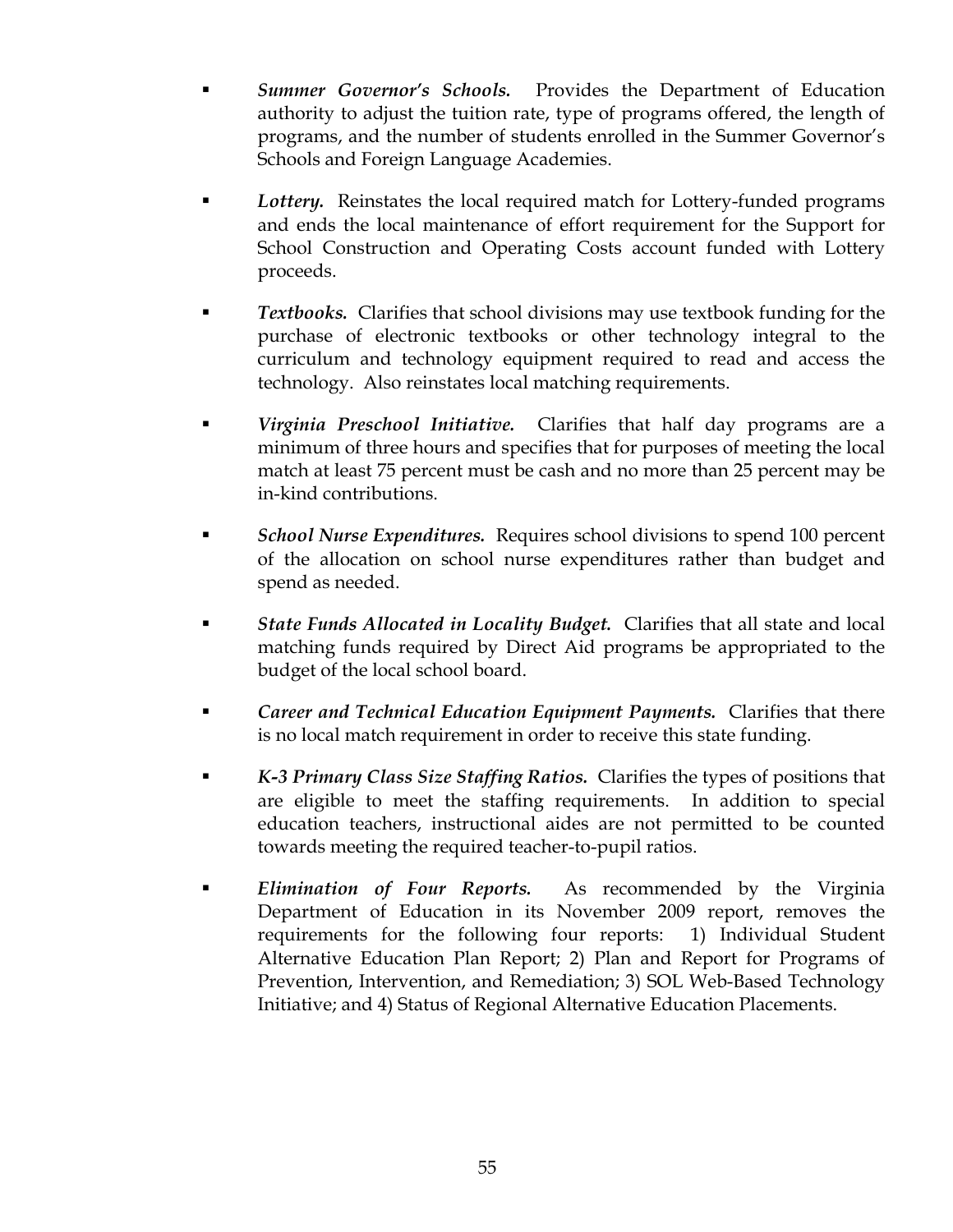- ***Summer Governor's Schools.*** Provides the Department of Education authority to adjust the tuition rate, type of programs offered, the length of programs, and the number of students enrolled in the Summer Governor's Schools and Foreign Language Academies.

- ***Lottery.*** Reinstates the local required match for Lottery-funded programs and ends the local maintenance of effort requirement for the Support for School Construction and Operating Costs account funded with Lottery proceeds.

- ***Textbooks.*** Clarifies that school divisions may use textbook funding for the purchase of electronic textbooks or other technology integral to the curriculum and technology equipment required to read and access the technology. Also reinstates local matching requirements.

- ***Virginia Preschool Initiative.*** Clarifies that half day programs are a minimum of three hours and specifies that for purposes of meeting the local match at least 75 percent must be cash and no more than 25 percent may be in-kind contributions.

- ***School Nurse Expenditures.*** Requires school divisions to spend 100 percent of the allocation on school nurse expenditures rather than budget and spend as needed.

- ***State Funds Allocated in Locality Budget.*** Clarifies that all state and local matching funds required by Direct Aid programs be appropriated to the budget of the local school board.

- ***Career and Technical Education Equipment Payments.*** Clarifies that there is no local match requirement in order to receive this state funding.

- ***K-3 Primary Class Size Staffing Ratios.*** Clarifies the types of positions that are eligible to meet the staffing requirements. In addition to special education teachers, instructional aides are not permitted to be counted towards meeting the required teacher-to-pupil ratios.

- ***Elimination of Four Reports.*** As recommended by the Virginia Department of Education in its November 2009 report, removes the requirements for the following four reports: 1) Individual Student Alternative Education Plan Report; 2) Plan and Report for Programs of Prevention, Intervention, and Remediation; 3) SOL Web-Based Technology Initiative; and 4) Status of Regional Alternative Education Placements.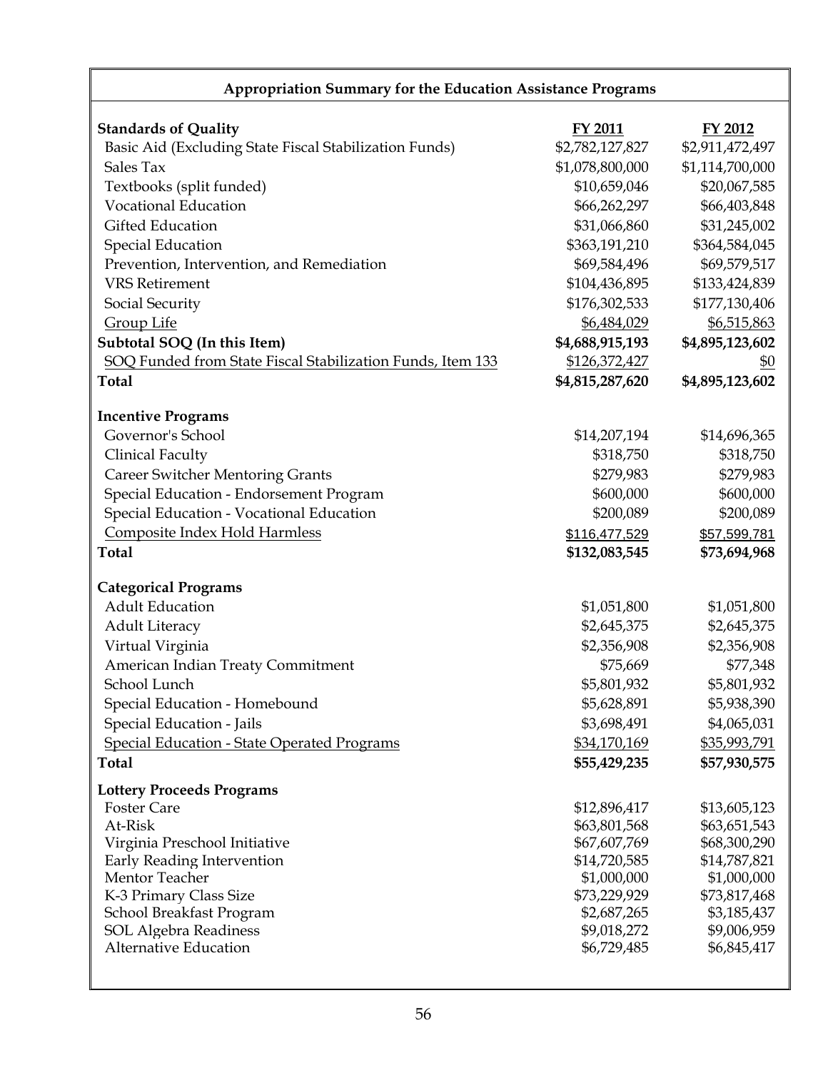## Appropriation Summary for the Education Assistance Programs

| Standards of Quality | FY 2011 | FY 2012 |
|---|---|---|
| Basic Aid (Excluding State Fiscal Stabilization Funds) | $2,782,127,827 | $2,911,472,497 |
| Sales Tax | $1,078,800,000 | $1,114,700,000 |
| Textbooks (split funded) | $10,659,046 | $20,067,585 |
| Vocational Education | $66,262,297 | $66,403,848 |
| Gifted Education | $31,066,860 | $31,245,002 |
| Special Education | $363,191,210 | $364,584,045 |
| Prevention, Intervention, and Remediation | $69,584,496 | $69,579,517 |
| VRS Retirement | $104,436,895 | $133,424,839 |
| Social Security | $176,302,533 | $177,130,406 |
| Group Life | $6,484,029 | $6,515,863 |
| **Subtotal SOQ (In this Item)** | **$4,688,915,193** | **$4,895,123,602** |
| SOQ Funded from State Fiscal Stabilization Funds, Item 133 | $126,372,427 | $0 |
| **Total** | **$4,815,287,620** | **$4,895,123,602** |
| | | |
| **Incentive Programs** | | |
| Governor's School | $14,207,194 | $14,696,365 |
| Clinical Faculty | $318,750 | $318,750 |
| Career Switcher Mentoring Grants | $279,983 | $279,983 |
| Special Education - Endorsement Program | $600,000 | $600,000 |
| Special Education - Vocational Education | $200,089 | $200,089 |
| Composite Index Hold Harmless | $116,477,529 | $57,599,781 |
| **Total** | **$132,083,545** | **$73,694,968** |
| | | |
| **Categorical Programs** | | |
| Adult Education | $1,051,800 | $1,051,800 |
| Adult Literacy | $2,645,375 | $2,645,375 |
| Virtual Virginia | $2,356,908 | $2,356,908 |
| American Indian Treaty Commitment | $75,669 | $77,348 |
| School Lunch | $5,801,932 | $5,801,932 |
| Special Education - Homebound | $5,628,891 | $5,938,390 |
| Special Education - Jails | $3,698,491 | $4,065,031 |
| Special Education - State Operated Programs | $34,170,169 | $35,993,791 |
| **Total** | **$55,429,235** | **$57,930,575** |
| | | |
| **Lottery Proceeds Programs** | | |
| Foster Care | $12,896,417 | $13,605,123 |
| At-Risk | $63,801,568 | $63,651,543 |
| Virginia Preschool Initiative | $67,607,769 | $68,300,290 |
| Early Reading Intervention | $14,720,585 | $14,787,821 |
| Mentor Teacher | $1,000,000 | $1,000,000 |
| K-3 Primary Class Size | $73,229,929 | $73,817,468 |
| School Breakfast Program | $2,687,265 | $3,185,437 |
| SOL Algebra Readiness | $9,018,272 | $9,006,959 |
| Alternative Education | $6,729,485 | $6,845,417 |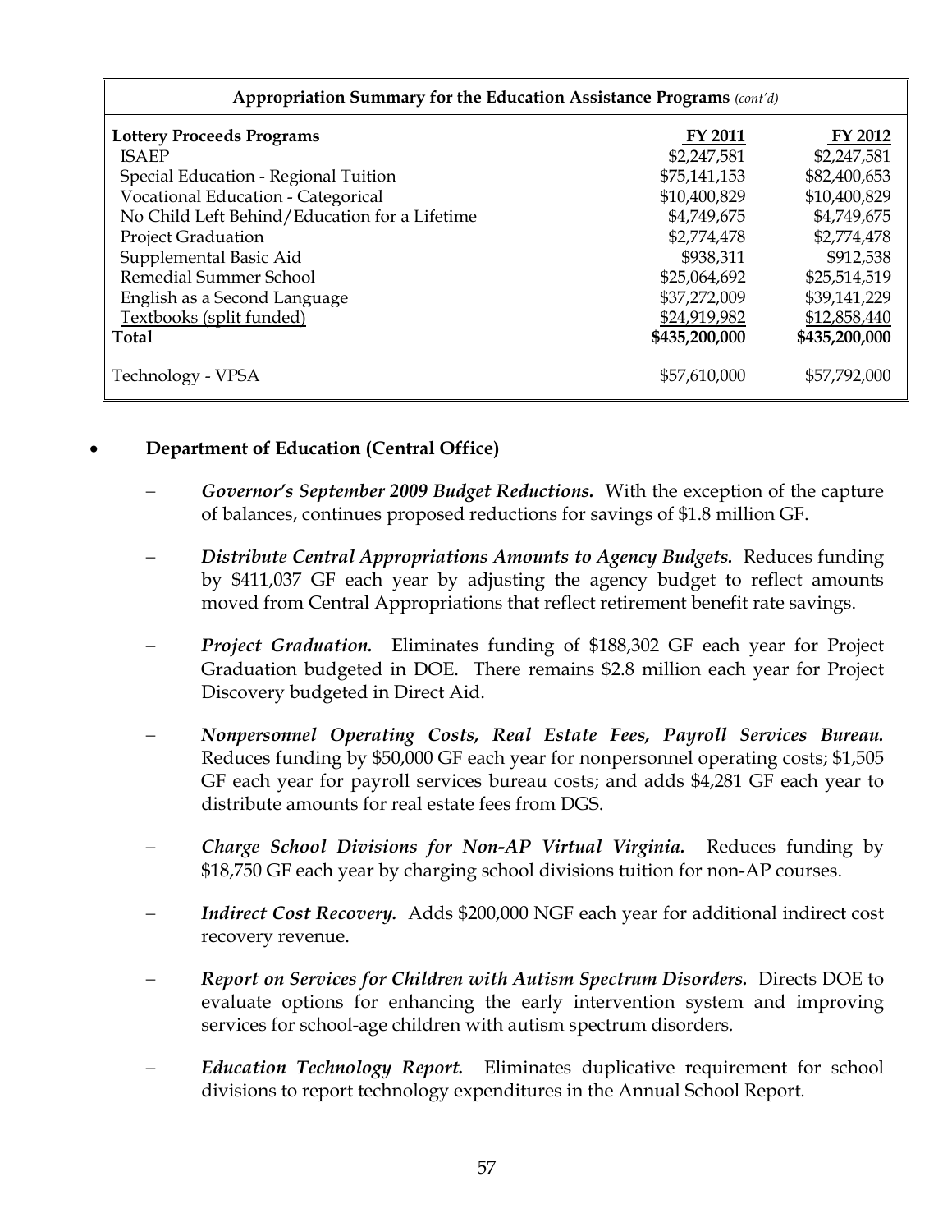| Appropriation Summary for the Education Assistance Programs *(cont'd)* | | |
|---|---|---|
| **Lottery Proceeds Programs** | **FY 2011** | **FY 2012** |
| ISAEP | $2,247,581 | $2,247,581 |
| Special Education - Regional Tuition | $75,141,153 | $82,400,653 |
| Vocational Education - Categorical | $10,400,829 | $10,400,829 |
| No Child Left Behind/Education for a Lifetime | $4,749,675 | $4,749,675 |
| Project Graduation | $2,774,478 | $2,774,478 |
| Supplemental Basic Aid | $938,311 | $912,538 |
| Remedial Summer School | $25,064,692 | $25,514,519 |
| English as a Second Language | $37,272,009 | $39,141,229 |
| Textbooks (split funded) | $24,919,982 | $12,858,440 |
| **Total** | **$435,200,000** | **$435,200,000** |
| Technology - VPSA | $57,610,000 | $57,792,000 |

- **Department of Education (Central Office)**

  – ***Governor's September 2009 Budget Reductions.*** With the exception of the capture of balances, continues proposed reductions for savings of $1.8 million GF.

  – ***Distribute Central Appropriations Amounts to Agency Budgets.*** Reduces funding by $411,037 GF each year by adjusting the agency budget to reflect amounts moved from Central Appropriations that reflect retirement benefit rate savings.

  – ***Project Graduation.*** Eliminates funding of $188,302 GF each year for Project Graduation budgeted in DOE. There remains $2.8 million each year for Project Discovery budgeted in Direct Aid.

  – ***Nonpersonnel Operating Costs, Real Estate Fees, Payroll Services Bureau.*** Reduces funding by $50,000 GF each year for nonpersonnel operating costs; $1,505 GF each year for payroll services bureau costs; and adds $4,281 GF each year to distribute amounts for real estate fees from DGS.

  – ***Charge School Divisions for Non-AP Virtual Virginia.*** Reduces funding by $18,750 GF each year by charging school divisions tuition for non-AP courses.

  – ***Indirect Cost Recovery.*** Adds $200,000 NGF each year for additional indirect cost recovery revenue.

  – ***Report on Services for Children with Autism Spectrum Disorders.*** Directs DOE to evaluate options for enhancing the early intervention system and improving services for school-age children with autism spectrum disorders.

  – ***Education Technology Report.*** Eliminates duplicative requirement for school divisions to report technology expenditures in the Annual School Report.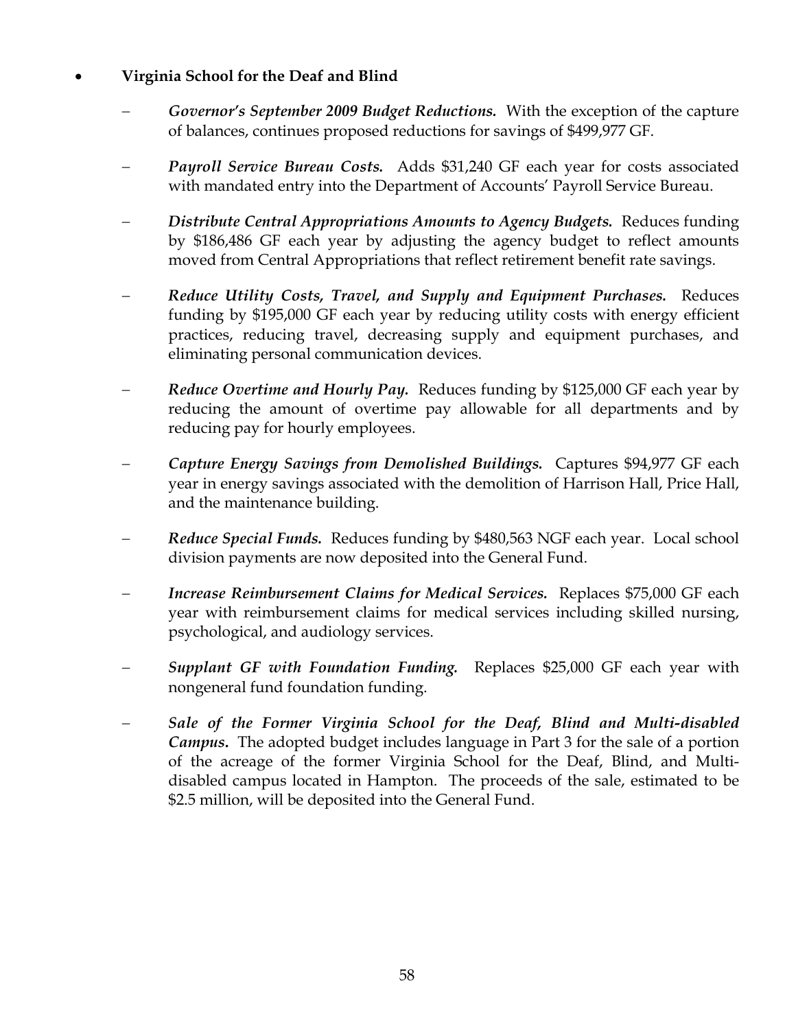- **Virginia School for the Deaf and Blind**

  – ***Governor's September 2009 Budget Reductions.*** With the exception of the capture of balances, continues proposed reductions for savings of $499,977 GF.

  – ***Payroll Service Bureau Costs.*** Adds $31,240 GF each year for costs associated with mandated entry into the Department of Accounts' Payroll Service Bureau.

  – ***Distribute Central Appropriations Amounts to Agency Budgets.*** Reduces funding by $186,486 GF each year by adjusting the agency budget to reflect amounts moved from Central Appropriations that reflect retirement benefit rate savings.

  – ***Reduce Utility Costs, Travel, and Supply and Equipment Purchases.*** Reduces funding by $195,000 GF each year by reducing utility costs with energy efficient practices, reducing travel, decreasing supply and equipment purchases, and eliminating personal communication devices.

  – ***Reduce Overtime and Hourly Pay.*** Reduces funding by $125,000 GF each year by reducing the amount of overtime pay allowable for all departments and by reducing pay for hourly employees.

  – ***Capture Energy Savings from Demolished Buildings.*** Captures $94,977 GF each year in energy savings associated with the demolition of Harrison Hall, Price Hall, and the maintenance building.

  – ***Reduce Special Funds.*** Reduces funding by $480,563 NGF each year. Local school division payments are now deposited into the General Fund.

  – ***Increase Reimbursement Claims for Medical Services.*** Replaces $75,000 GF each year with reimbursement claims for medical services including skilled nursing, psychological, and audiology services.

  – ***Supplant GF with Foundation Funding.*** Replaces $25,000 GF each year with nongeneral fund foundation funding.

  – ***Sale of the Former Virginia School for the Deaf, Blind and Multi-disabled Campus.*** The adopted budget includes language in Part 3 for the sale of a portion of the acreage of the former Virginia School for the Deaf, Blind, and Multi-disabled campus located in Hampton. The proceeds of the sale, estimated to be $2.5 million, will be deposited into the General Fund.